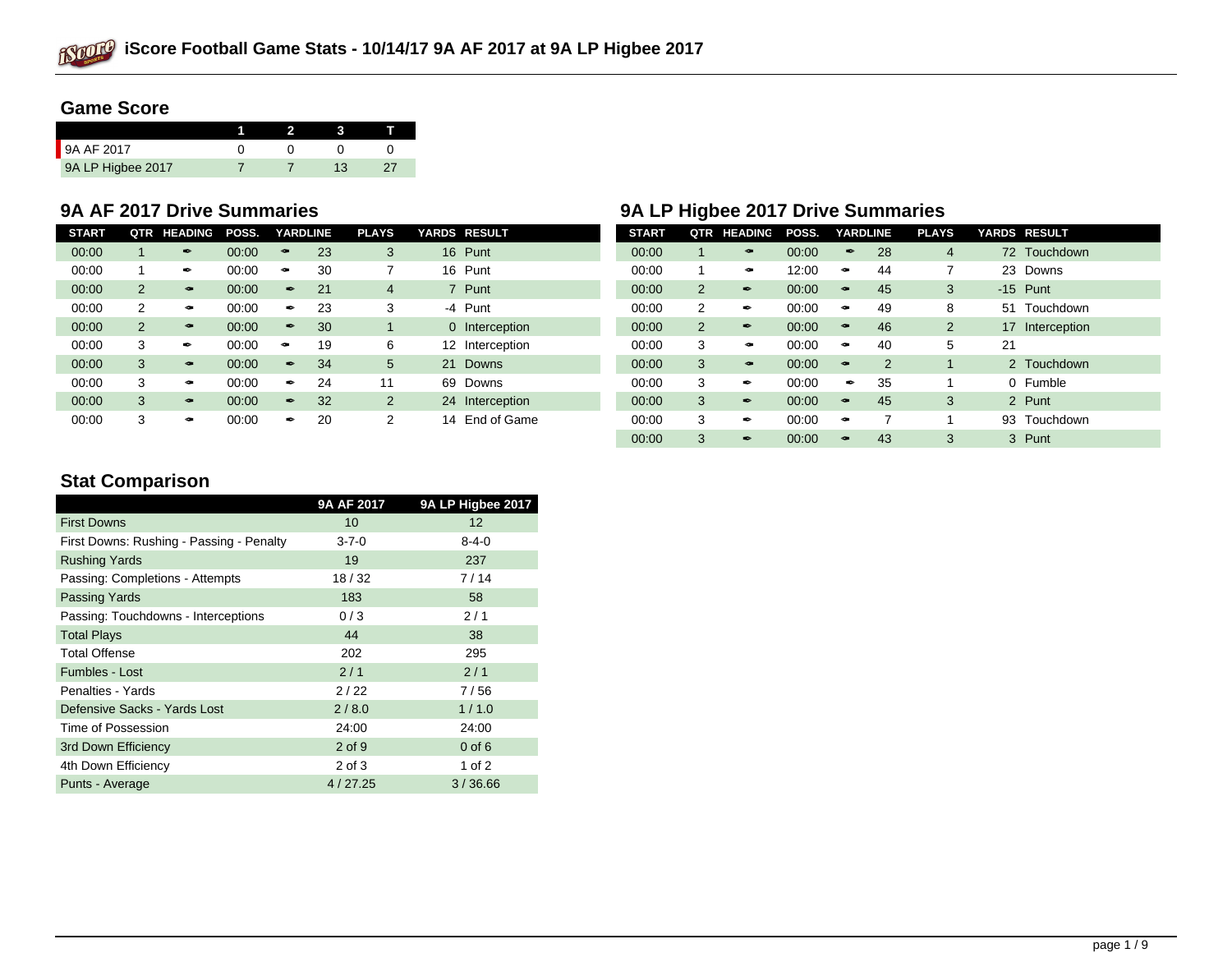# iScore Football Game Stats - 10/14/17 9A AF 2017 at 9A LP Higbee 2017

## Game Score

| | 1 | 2 | 3 | T |
|---|---|---|---|---|
| 9A AF 2017 | 0 | 0 | 0 | 0 |
| 9A LP Higbee 2017 | 7 | 7 | 13 | 27 |

## 9A AF 2017 Drive Summaries

| START | QTR | HEADING | POSS. | YARDLINE | | PLAYS | YARDS | RESULT |
|---|---|---|---|---|---|---|---|---|
| 00:00 | 1 | ➨ | 00:00 | ➨ | 23 | 3 | 16 | Punt |
| 00:00 | 1 | ➨ | 00:00 | ➨ | 30 | 7 | 16 | Punt |
| 00:00 | 2 | ➨ | 00:00 | ➨ | 21 | 4 | 7 | Punt |
| 00:00 | 2 | ➨ | 00:00 | ➨ | 23 | 3 | -4 | Punt |
| 00:00 | 2 | ➨ | 00:00 | ➨ | 30 | 1 | 0 | Interception |
| 00:00 | 3 | ➨ | 00:00 | ➨ | 19 | 6 | 12 | Interception |
| 00:00 | 3 | ➨ | 00:00 | ➨ | 34 | 5 | 21 | Downs |
| 00:00 | 3 | ➨ | 00:00 | ➨ | 24 | 11 | 69 | Downs |
| 00:00 | 3 | ➨ | 00:00 | ➨ | 32 | 2 | 24 | Interception |
| 00:00 | 3 | ➨ | 00:00 | ➨ | 20 | 2 | 14 | End of Game |

## 9A LP Higbee 2017 Drive Summaries

| START | QTR | HEADING | POSS. | YARDLINE | | PLAYS | YARDS | RESULT |
|---|---|---|---|---|---|---|---|---|
| 00:00 | 1 | ➨ | 00:00 | ➨ | 28 | 4 | 72 | Touchdown |
| 00:00 | 1 | ➨ | 12:00 | ➨ | 44 | 7 | 23 | Downs |
| 00:00 | 2 | ➨ | 00:00 | ➨ | 45 | 3 | -15 | Punt |
| 00:00 | 2 | ➨ | 00:00 | ➨ | 49 | 8 | 51 | Touchdown |
| 00:00 | 2 | ➨ | 00:00 | ➨ | 46 | 2 | 17 | Interception |
| 00:00 | 3 | ➨ | 00:00 | ➨ | 40 | 5 | 21 | |
| 00:00 | 3 | ➨ | 00:00 | ➨ | 2 | 1 | 2 | Touchdown |
| 00:00 | 3 | ➨ | 00:00 | ➨ | 35 | 1 | 0 | Fumble |
| 00:00 | 3 | ➨ | 00:00 | ➨ | 45 | 3 | 2 | Punt |
| 00:00 | 3 | ➨ | 00:00 | ➨ | 7 | 1 | 93 | Touchdown |
| 00:00 | 3 | ➨ | 00:00 | ➨ | 43 | 3 | 3 | Punt |

## Stat Comparison

| | 9A AF 2017 | 9A LP Higbee 2017 |
|---|---|---|
| First Downs | 10 | 12 |
| First Downs: Rushing - Passing - Penalty | 3-7-0 | 8-4-0 |
| Rushing Yards | 19 | 237 |
| Passing: Completions - Attempts | 18 / 32 | 7 / 14 |
| Passing Yards | 183 | 58 |
| Passing: Touchdowns - Interceptions | 0 / 3 | 2 / 1 |
| Total Plays | 44 | 38 |
| Total Offense | 202 | 295 |
| Fumbles - Lost | 2 / 1 | 2 / 1 |
| Penalties - Yards | 2 / 22 | 7 / 56 |
| Defensive Sacks - Yards Lost | 2 / 8.0 | 1 / 1.0 |
| Time of Possession | 24:00 | 24:00 |
| 3rd Down Efficiency | 2 of 9 | 0 of 6 |
| 4th Down Efficiency | 2 of 3 | 1 of 2 |
| Punts - Average | 4 / 27.25 | 3 / 36.66 |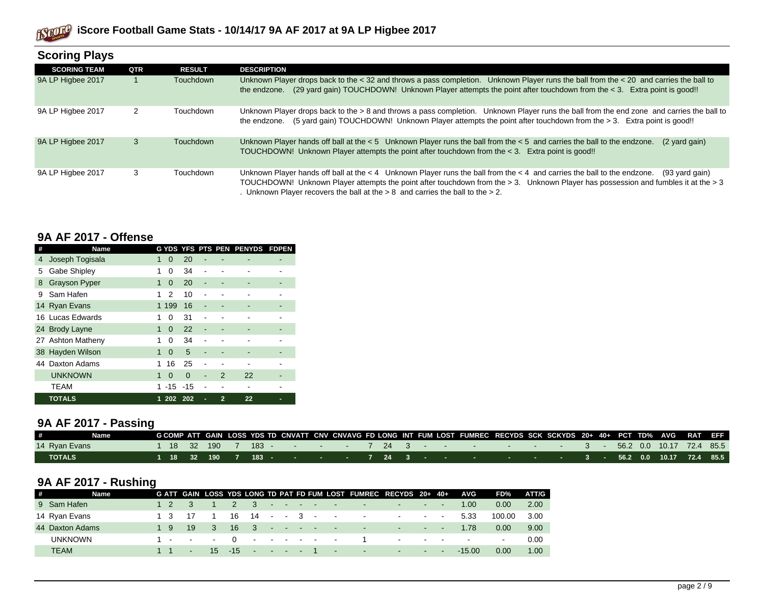## Scoring Plays

| SCORING TEAM | QTR | RESULT | DESCRIPTION |
|---|---|---|---|
| 9A LP Higbee 2017 | 1 | Touchdown | Unknown Player drops back to the < 32 and throws a pass completion. Unknown Player runs the ball from the < 20 and carries the ball to the endzone. (29 yard gain) TOUCHDOWN! Unknown Player attempts the point after touchdown from the < 3. Extra point is good!! |
| 9A LP Higbee 2017 | 2 | Touchdown | Unknown Player drops back to the > 8 and throws a pass completion. Unknown Player runs the ball from the end zone and carries the ball to the endzone. (5 yard gain) TOUCHDOWN! Unknown Player attempts the point after touchdown from the > 3. Extra point is good!! |
| 9A LP Higbee 2017 | 3 | Touchdown | Unknown Player hands off ball at the < 5 Unknown Player runs the ball from the < 5 and carries the ball to the endzone. (2 yard gain) TOUCHDOWN! Unknown Player attempts the point after touchdown from the < 3. Extra point is good!! |
| 9A LP Higbee 2017 | 3 | Touchdown | Unknown Player hands off ball at the < 4 Unknown Player runs the ball from the < 4 and carries the ball to the endzone. (93 yard gain) TOUCHDOWN! Unknown Player attempts the point after touchdown from the > 3. Unknown Player has possession and fumbles it at the > 3 . Unknown Player recovers the ball at the > 8 and carries the ball to the > 2. |

## 9A AF 2017 - Offense

| # | Name | G | YDS | YFS | PTS | PEN | PENYDS | FDPEN |
|---|---|---|---|---|---|---|---|---|
| 4 | Joseph Togisala | 1 | 0 | 20 | - | - | - | - |
| 5 | Gabe Shipley | 1 | 0 | 34 | - | - | - | - |
| 8 | Grayson Pyper | 1 | 0 | 20 | - | - | - | - |
| 9 | Sam Hafen | 1 | 2 | 10 | - | - | - | - |
| 14 | Ryan Evans | 1 | 199 | 16 | - | - | - | - |
| 16 | Lucas Edwards | 1 | 0 | 31 | - | - | - | - |
| 24 | Brody Layne | 1 | 0 | 22 | - | - | - | - |
| 27 | Ashton Matheny | 1 | 0 | 34 | - | - | - | - |
| 38 | Hayden Wilson | 1 | 0 | 5 | - | - | - | - |
| 44 | Daxton Adams | 1 | 16 | 25 | - | - | - | - |
| | UNKNOWN | 1 | 0 | 0 | - | 2 | 22 | - |
| | TEAM | 1 | -15 | -15 | - | - | - | - |
| | **TOTALS** | **1** | **202** | **202** | **-** | **2** | **22** | **-** |

## 9A AF 2017 - Passing

| # | Name | G | COMP | ATT | GAIN | LOSS | YDS | TD | CNVATT | CNV | CNVAVG | FD | LONG | INT | FUM | LOST | FUMREC | RECYDS | SCK | SCKYDS | 20+ | 40+ | PCT | TD% | AVG | RAT | EFF |
|---|---|---|---|---|---|---|---|---|---|---|---|---|---|---|---|---|---|---|---|---|---|---|---|---|---|---|---|
| 14 | Ryan Evans | 1 | 18 | 32 | 190 | 7 | 183 | - | - | - | - | 7 | 24 | 3 | - | - | - | - | - | - | 3 | - | 56.2 | 0.0 | 10.17 | 72.4 | 85.5 |
| | **TOTALS** | **1** | **18** | **32** | **190** | **7** | **183** | **-** | **-** | **-** | **-** | **7** | **24** | **3** | **-** | **-** | **-** | **-** | **-** | **-** | **3** | **-** | **56.2** | **0.0** | **10.17** | **72.4** | **85.5** |

## 9A AF 2017 - Rushing

| # | Name | G | ATT | GAIN | LOSS | YDS | LONG | TD | PAT | FD | FUM | LOST | FUMREC | RECYDS | 20+ | 40+ | AVG | FD% | ATT/G |
|---|---|---|---|---|---|---|---|---|---|---|---|---|---|---|---|---|---|---|---|
| 9 | Sam Hafen | 1 | 2 | 3 | 1 | 2 | 3 | - | - | - | - | - | - | - | - | - | 1.00 | 0.00 | 2.00 |
| 14 | Ryan Evans | 1 | 3 | 17 | 1 | 16 | 14 | - | - | 3 | - | - | - | - | - | - | 5.33 | 100.00 | 3.00 |
| 44 | Daxton Adams | 1 | 9 | 19 | 3 | 16 | 3 | - | - | - | - | - | - | - | - | - | 1.78 | 0.00 | 9.00 |
| | UNKNOWN | 1 | - | - | - | 0 | - | - | - | - | - | - | 1 | - | - | - | - | - | 0.00 |
| | TEAM | 1 | 1 | - | 15 | -15 | - | - | - | - | 1 | - | - | - | - | - | -15.00 | 0.00 | 1.00 |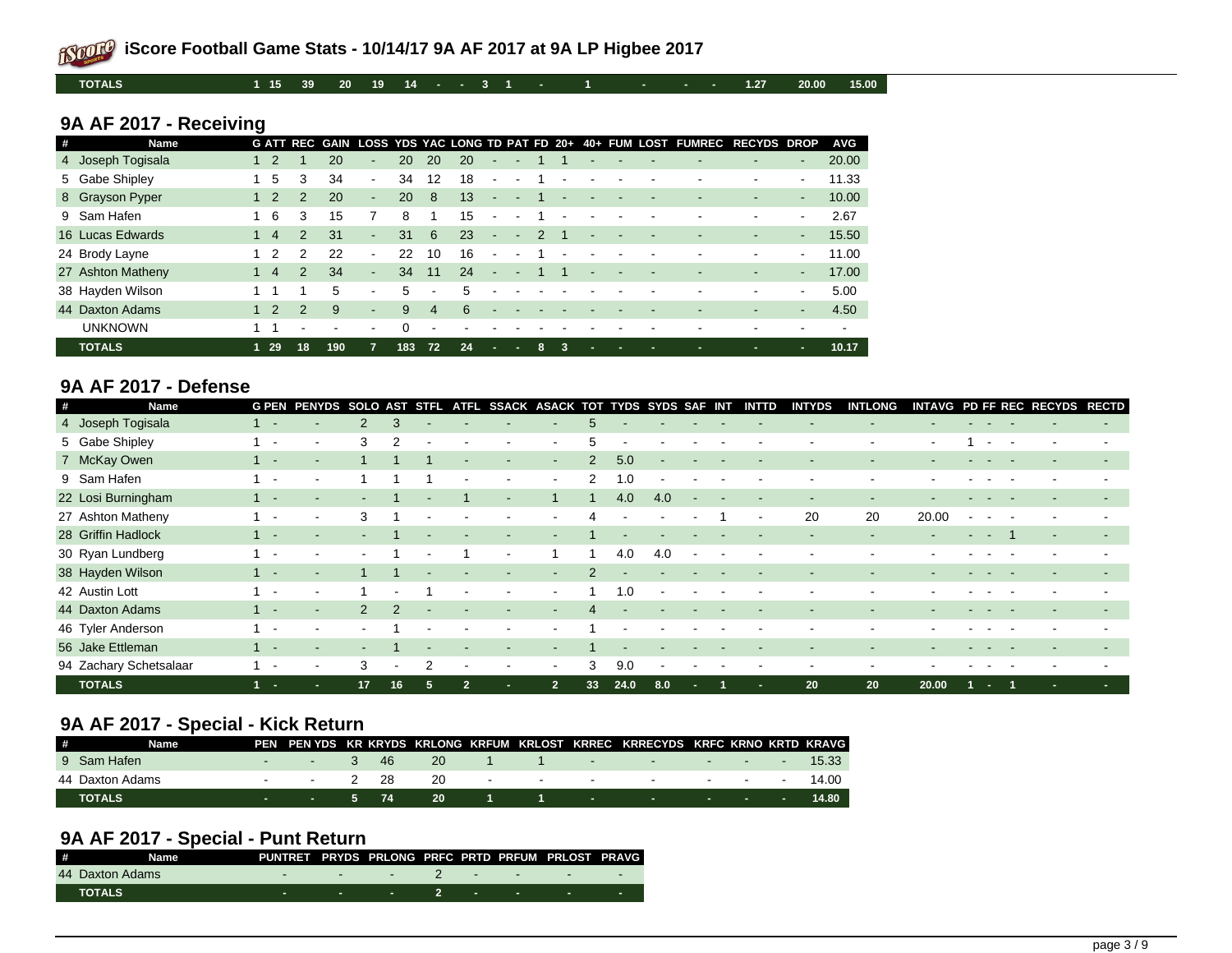| | | | | | | | | | | | | | | | | | | |
|---|---|---|---|---|---|---|---|---|---|---|---|---|---|---|---|---|---|---|
| **TOTALS** | 1 | 15 | 39 | 20 | 19 | 14 | - | - | 3 | 1 | - | 1 | - | - | - | 1.27 | 20.00 | 15.00 |

## 9A AF 2017 - Receiving

| # | Name | G | ATT | REC | GAIN | LOSS | YDS | YAC | LONG | TD | PAT | FD | 20+ | 40+ | FUM | LOST | FUMREC | RECYDS | DROP | AVG |
|---|---|---|---|---|---|---|---|---|---|---|---|---|---|---|---|---|---|---|---|---|
| 4 | Joseph Togisala | 1 | 2 | 1 | 20 | - | 20 | 20 | 20 | - | - | 1 | 1 | - | - | - | - | - | - | 20.00 |
| 5 | Gabe Shipley | 1 | 5 | 3 | 34 | - | 34 | 12 | 18 | - | - | 1 | - | - | - | - | - | - | - | 11.33 |
| 8 | Grayson Pyper | 1 | 2 | 2 | 20 | - | 20 | 8 | 13 | - | - | 1 | - | - | - | - | - | - | - | 10.00 |
| 9 | Sam Hafen | 1 | 6 | 3 | 15 | 7 | 8 | 1 | 15 | - | - | 1 | - | - | - | - | - | - | - | 2.67 |
| 16 | Lucas Edwards | 1 | 4 | 2 | 31 | - | 31 | 6 | 23 | - | - | 2 | 1 | - | - | - | - | - | - | 15.50 |
| 24 | Brody Layne | 1 | 2 | 2 | 22 | - | 22 | 10 | 16 | - | - | 1 | - | - | - | - | - | - | - | 11.00 |
| 27 | Ashton Matheny | 1 | 4 | 2 | 34 | - | 34 | 11 | 24 | - | - | 1 | 1 | - | - | - | - | - | - | 17.00 |
| 38 | Hayden Wilson | 1 | 1 | 1 | 5 | - | 5 | - | 5 | - | - | - | - | - | - | - | - | - | - | 5.00 |
| 44 | Daxton Adams | 1 | 2 | 2 | 9 | - | 9 | 4 | 6 | - | - | - | - | - | - | - | - | - | - | 4.50 |
| | UNKNOWN | 1 | 1 | - | - | - | 0 | - | - | - | - | - | - | - | - | - | - | - | - | - |
| | **TOTALS** | 1 | 29 | 18 | 190 | 7 | 183 | 72 | 24 | - | - | 8 | 3 | - | - | - | - | - | - | 10.17 |

## 9A AF 2017 - Defense

| # | Name | G | PEN | PENYDS | SOLO | AST | STFL | ATFL | SSACK | ASACK | TOT | TYDS | SYDS | SAF | INT | INTTD | INTYDS | INTLONG | INTAVG | PD | FF | REC | RECYDS | RECTD |
|---|---|---|---|---|---|---|---|---|---|---|---|---|---|---|---|---|---|---|---|---|---|---|---|---|
| 4 | Joseph Togisala | 1 | - | - | 2 | 3 | - | - | - | - | 5 | - | - | - | - | - | - | - | - | - | - | - | - | - |
| 5 | Gabe Shipley | 1 | - | - | 3 | 2 | - | - | - | - | 5 | - | - | - | - | - | - | - | - | 1 | - | - | - | - |
| 7 | McKay Owen | 1 | - | - | 1 | 1 | 1 | - | - | - | 2 | 5.0 | - | - | - | - | - | - | - | - | - | - | - | - |
| 9 | Sam Hafen | 1 | - | - | 1 | 1 | 1 | - | - | - | 2 | 1.0 | - | - | - | - | - | - | - | - | - | - | - | - |
| 22 | Losi Burningham | 1 | - | - | - | 1 | - | 1 | - | 1 | 1 | 4.0 | 4.0 | - | - | - | - | - | - | - | - | - | - | - |
| 27 | Ashton Matheny | 1 | - | - | 3 | 1 | - | - | - | - | 4 | - | - | - | 1 | - | 20 | 20 | 20.00 | - | - | - | - | - |
| 28 | Griffin Hadlock | 1 | - | - | - | 1 | - | - | - | - | 1 | - | - | - | - | - | - | - | - | - | - | 1 | - | - |
| 30 | Ryan Lundberg | 1 | - | - | - | 1 | - | 1 | - | 1 | 1 | 4.0 | 4.0 | - | - | - | - | - | - | - | - | - | - | - |
| 38 | Hayden Wilson | 1 | - | - | 1 | 1 | - | - | - | - | 2 | - | - | - | - | - | - | - | - | - | - | - | - | - |
| 42 | Austin Lott | 1 | - | - | 1 | - | 1 | - | - | - | 1 | 1.0 | - | - | - | - | - | - | - | - | - | - | - | - |
| 44 | Daxton Adams | 1 | - | - | 2 | 2 | - | - | - | - | 4 | - | - | - | - | - | - | - | - | - | - | - | - | - |
| 46 | Tyler Anderson | 1 | - | - | - | 1 | - | - | - | - | 1 | - | - | - | - | - | - | - | - | - | - | - | - | - |
| 56 | Jake Ettleman | 1 | - | - | - | 1 | - | - | - | - | 1 | - | - | - | - | - | - | - | - | - | - | - | - | - |
| 94 | Zachary Schetsalaar | 1 | - | - | 3 | - | 2 | - | - | - | 3 | 9.0 | - | - | - | - | - | - | - | - | - | - | - | - |
| | **TOTALS** | 1 | - | - | 17 | 16 | 5 | 2 | - | 2 | 33 | 24.0 | 8.0 | - | 1 | - | 20 | 20 | 20.00 | 1 | - | 1 | - | - |

## 9A AF 2017 - Special - Kick Return

| # | Name | PEN | PEN YDS | KR | KRYDS | KRLONG | KRFUM | KRLOST | KRREC | KRRECYDS | KRFC | KRNO | KRTD | KRAVG |
|---|---|---|---|---|---|---|---|---|---|---|---|---|---|---|
| 9 | Sam Hafen | - | - | 3 | 46 | 20 | 1 | 1 | - | - | - | - | - | 15.33 |
| 44 | Daxton Adams | - | - | 2 | 28 | 20 | - | - | - | - | - | - | - | 14.00 |
| | **TOTALS** | - | - | 5 | 74 | 20 | 1 | 1 | - | - | - | - | - | 14.80 |

## 9A AF 2017 - Special - Punt Return

| # | Name | PUNTRET | PRYDS | PRLONG | PRFC | PRTD | PRFUM | PRLOST | PRAVG |
|---|---|---|---|---|---|---|---|---|---|
| 44 | Daxton Adams | - | - | - | 2 | - | - | - | - |
| | **TOTALS** | - | - | - | 2 | - | - | - | - |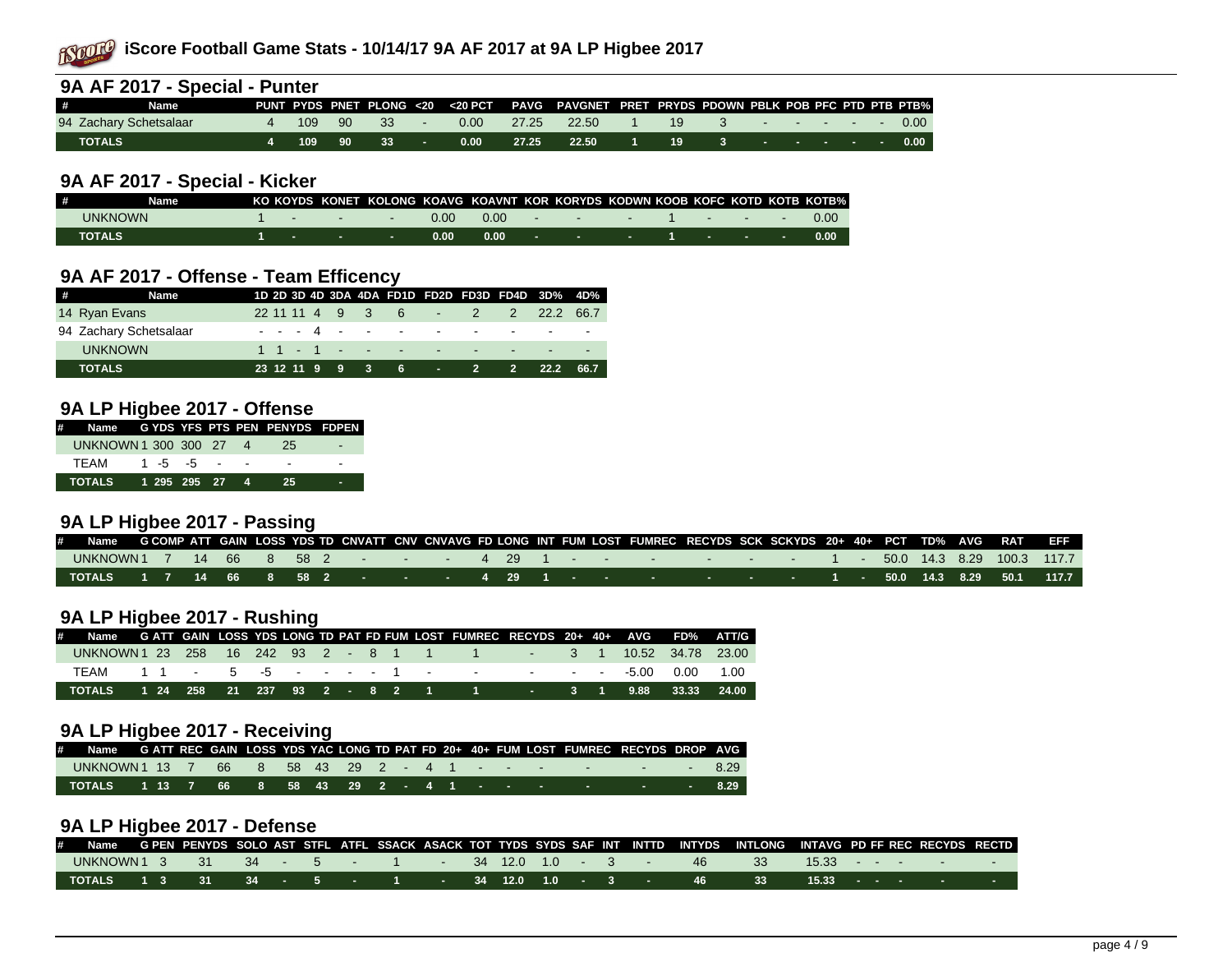# iScore Football Game Stats - 10/14/17 9A AF 2017 at 9A LP Higbee 2017

## 9A AF 2017 - Special - Punter

| # | Name | PUNT | PYDS | PNET | PLONG | <20 | <20 PCT | PAVG | PAVGNET | PRET | PRYDS | PDOWN | PBLK | POB | PFC | PTD | PTB | PTB% |
|---|---|---|---|---|---|---|---|---|---|---|---|---|---|---|---|---|---|---|
| 94 | Zachary Schetsalaar | 4 | 109 | 90 | 33 | - | 0.00 | 27.25 | 22.50 | 1 | 19 | 3 | - | - | - | - | - | 0.00 |
| | **TOTALS** | **4** | **109** | **90** | **33** | **-** | **0.00** | **27.25** | **22.50** | **1** | **19** | **3** | **-** | **-** | **-** | **-** | **-** | **0.00** |

## 9A AF 2017 - Special - Kicker

| # | Name | KO | KOYDS | KONET | KOLONG | KOAVG | KOAVNT | KOR | KORYDS | KODWN | KOOB | KOFC | KOTD | KOTB | KOTB% |
|---|---|---|---|---|---|---|---|---|---|---|---|---|---|---|---|
| | UNKNOWN | 1 | - | - | - | 0.00 | 0.00 | - | - | - | 1 | - | - | - | 0.00 |
| | **TOTALS** | **1** | **-** | **-** | **-** | **0.00** | **0.00** | **-** | **-** | **-** | **1** | **-** | **-** | **-** | **0.00** |

## 9A AF 2017 - Offense - Team Efficency

| # | Name | 1D | 2D | 3D | 4D | 3DA | 4DA | FD1D | FD2D | FD3D | FD4D | 3D% | 4D% |
|---|---|---|---|---|---|---|---|---|---|---|---|---|---|
| 14 | Ryan Evans | 22 | 11 | 11 | 4 | 9 | 3 | 6 | - | 2 | 2 | 22.2 | 66.7 |
| 94 | Zachary Schetsalaar | - | - | - | 4 | - | - | - | - | - | - | - | - |
| | UNKNOWN | 1 | 1 | - | 1 | - | - | - | - | - | - | - | - |
| | **TOTALS** | **23** | **12** | **11** | **9** | **9** | **3** | **6** | **-** | **2** | **2** | **22.2** | **66.7** |

## 9A LP Higbee 2017 - Offense

| # | Name | G | YDS | YFS | PTS | PEN | PENYDS | FDPEN |
|---|---|---|---|---|---|---|---|---|
| | UNKNOWN | 1 | 300 | 300 | 27 | 4 | 25 | - |
| | TEAM | 1 | -5 | -5 | - | - | - | - |
| | **TOTALS** | **1** | **295** | **295** | **27** | **4** | **25** | **-** |

## 9A LP Higbee 2017 - Passing

| # | Name | G | COMP | ATT | GAIN | LOSS | YDS | TD | CNVATT | CNV | CNVAVG | FD | LONG | INT | FUM | LOST | FUMREC | RECYDS | SCK | SCKYDS | 20+ | 40+ | PCT | TD% | AVG | RAT | EFF |
|---|---|---|---|---|---|---|---|---|---|---|---|---|---|---|---|---|---|---|---|---|---|---|---|---|---|---|---|
| | UNKNOWN | 1 | 7 | 14 | 66 | 8 | 58 | 2 | - | - | - | 4 | 29 | 1 | - | - | - | - | - | - | 1 | - | 50.0 | 14.3 | 8.29 | 100.3 | 117.7 |
| | **TOTALS** | **1** | **7** | **14** | **66** | **8** | **58** | **2** | **-** | **-** | **-** | **4** | **29** | **1** | **-** | **-** | **-** | **-** | **-** | **-** | **1** | **-** | **50.0** | **14.3** | **8.29** | **50.1** | **117.7** |

## 9A LP Higbee 2017 - Rushing

| # | Name | G | ATT | GAIN | LOSS | YDS | LONG | TD | PAT | FD | FUM | LOST | FUMREC | RECYDS | 20+ | 40+ | AVG | FD% | ATT/G |
|---|---|---|---|---|---|---|---|---|---|---|---|---|---|---|---|---|---|---|---|
| | UNKNOWN | 1 | 23 | 258 | 16 | 242 | 93 | 2 | - | 8 | 1 | 1 | 1 | - | 3 | 1 | 10.52 | 34.78 | 23.00 |
| | TEAM | 1 | 1 | - | 5 | -5 | - | - | - | - | 1 | - | - | - | - | - | -5.00 | 0.00 | 1.00 |
| | **TOTALS** | **1** | **24** | **258** | **21** | **237** | **93** | **2** | **-** | **8** | **2** | **1** | **1** | **-** | **3** | **1** | **9.88** | **33.33** | **24.00** |

## 9A LP Higbee 2017 - Receiving

| # | Name | G | ATT | REC | GAIN | LOSS | YDS | YAC | LONG | TD | PAT | FD | 20+ | 40+ | FUM | LOST | FUMREC | RECYDS | DROP | AVG |
|---|---|---|---|---|---|---|---|---|---|---|---|---|---|---|---|---|---|---|---|---|
| | UNKNOWN | 1 | 13 | 7 | 66 | 8 | 58 | 43 | 29 | 2 | - | 4 | 1 | - | - | - | - | - | - | 8.29 |
| | **TOTALS** | **1** | **13** | **7** | **66** | **8** | **58** | **43** | **29** | **2** | **-** | **4** | **1** | **-** | **-** | **-** | **-** | **-** | **-** | **8.29** |

## 9A LP Higbee 2017 - Defense

| # | Name | G | PEN | PENYDS | SOLO | AST | STFL | ATFL | SSACK | ASACK | TOT | TYDS | SYDS | SAF | INT | INTTD | INTYDS | INTLONG | INTAVG | PD | FF | REC | RECYDS | RECTD |
|---|---|---|---|---|---|---|---|---|---|---|---|---|---|---|---|---|---|---|---|---|---|---|---|---|
| | UNKNOWN | 1 | 3 | 31 | 34 | - | 5 | - | 1 | - | 34 | 12.0 | 1.0 | - | 3 | - | 46 | 33 | 15.33 | - | - | - | - | - |
| | **TOTALS** | **1** | **3** | **31** | **34** | **-** | **5** | **-** | **1** | **-** | **34** | **12.0** | **1.0** | **-** | **3** | **-** | **46** | **33** | **15.33** | **-** | **-** | **-** | **-** | **-** |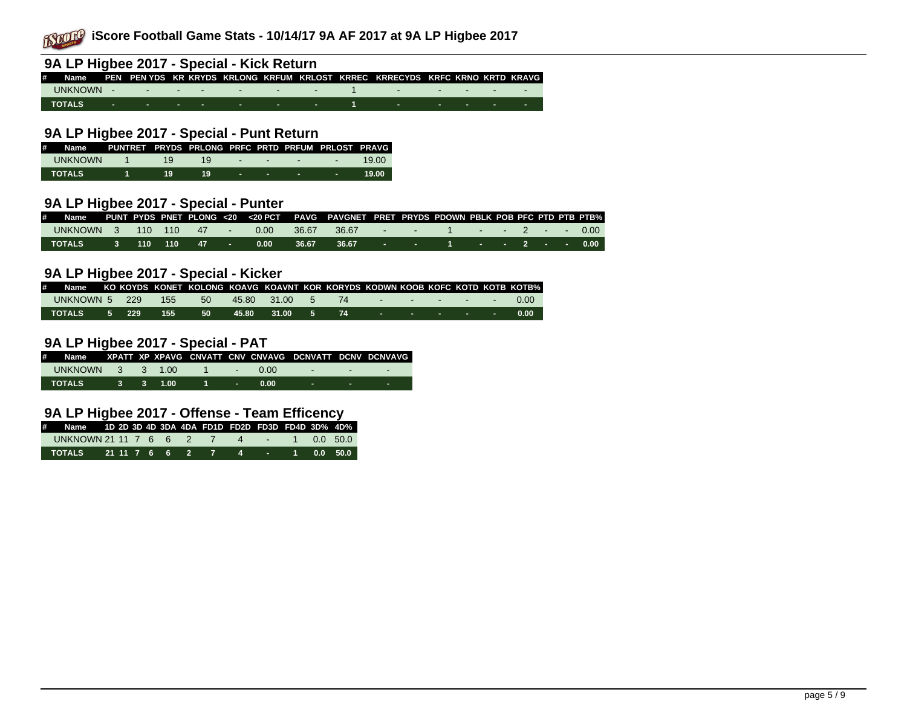# iScore Football Game Stats - 10/14/17 9A AF 2017 at 9A LP Higbee 2017

## 9A LP Higbee 2017 - Special - Kick Return

| # | Name | PEN | PEN YDS | KR | KRYDS | KRLONG | KRFUM | KRLOST | KRREC | KRRECYDS | KRFC | KRNO | KRTD | KRAVG |
|---|---|---|---|---|---|---|---|---|---|---|---|---|---|---|
| | UNKNOWN | - | - | - | - | - | - | - | 1 | - | - | - | - | - |
| | **TOTALS** | **-** | **-** | **-** | **-** | **-** | **-** | **-** | **1** | **-** | **-** | **-** | **-** | **-** |

## 9A LP Higbee 2017 - Special - Punt Return

| # | Name | PUNTRET | PRYDS | PRLONG | PRFC | PRTD | PRFUM | PRLOST | PRAVG |
|---|---|---|---|---|---|---|---|---|---|
| | UNKNOWN | 1 | 19 | 19 | - | - | - | - | 19.00 |
| | **TOTALS** | **1** | **19** | **19** | **-** | **-** | **-** | **-** | **19.00** |

## 9A LP Higbee 2017 - Special - Punter

| # | Name | PUNT | PYDS | PNET | PLONG | <20 | <20 PCT | PAVG | PAVGNET | PRET | PRYDS | PDOWN | PBLK | POB | PFC | PTD | PTB | PTB% |
|---|---|---|---|---|---|---|---|---|---|---|---|---|---|---|---|---|---|---|
| | UNKNOWN | 3 | 110 | 110 | 47 | - | 0.00 | 36.67 | 36.67 | - | - | 1 | - | - | 2 | - | - | 0.00 |
| | **TOTALS** | **3** | **110** | **110** | **47** | **-** | **0.00** | **36.67** | **36.67** | **-** | **-** | **1** | **-** | **-** | **2** | **-** | **-** | **0.00** |

## 9A LP Higbee 2017 - Special - Kicker

| # | Name | KO | KOYDS | KONET | KOLONG | KOAVG | KOAVNT | KOR | KORYDS | KODWN | KOOB | KOFC | KOTD | KOTB | KOTB% |
|---|---|---|---|---|---|---|---|---|---|---|---|---|---|---|---|
| | UNKNOWN | 5 | 229 | 155 | 50 | 45.80 | 31.00 | 5 | 74 | - | - | - | - | - | 0.00 |
| | **TOTALS** | **5** | **229** | **155** | **50** | **45.80** | **31.00** | **5** | **74** | **-** | **-** | **-** | **-** | **-** | **0.00** |

## 9A LP Higbee 2017 - Special - PAT

| # | Name | XPATT | XP | XPAVG | CNVATT | CNV | CNVAVG | DCNVATT | DCNV | DCNVAVG |
|---|---|---|---|---|---|---|---|---|---|---|
| | UNKNOWN | 3 | 3 | 1.00 | 1 | - | 0.00 | - | - | - |
| | **TOTALS** | **3** | **3** | **1.00** | **1** | **-** | **0.00** | **-** | **-** | **-** |

## 9A LP Higbee 2017 - Offense - Team Efficency

| # | Name | 1D | 2D | 3D | 4D | 3DA | 4DA | FD1D | FD2D | FD3D | FD4D | 3D% | 4D% |
|---|---|---|---|---|---|---|---|---|---|---|---|---|---|
| | UNKNOWN | 21 | 11 | 7 | 6 | 6 | 2 | 7 | 4 | - | 1 | 0.0 | 50.0 |
| | **TOTALS** | **21** | **11** | **7** | **6** | **6** | **2** | **7** | **4** | **-** | **1** | **0.0** | **50.0** |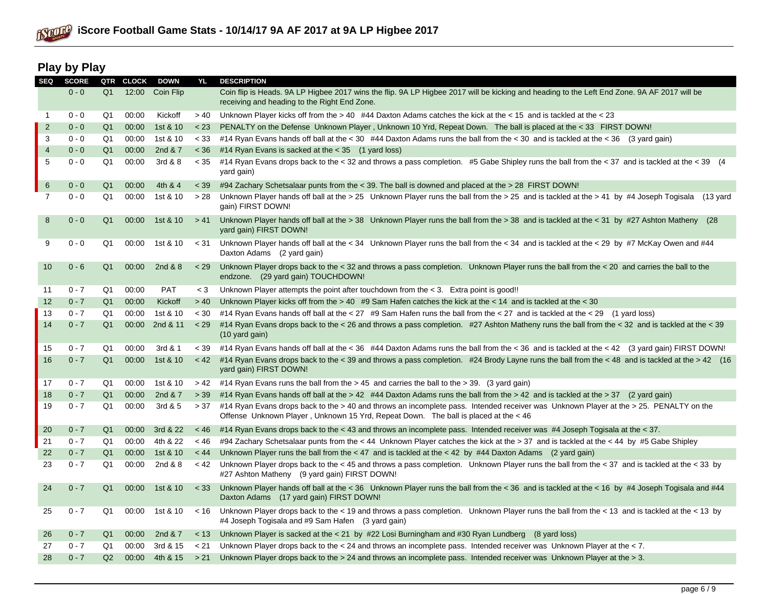## Play by Play

| SEQ | SCORE | QTR | CLOCK | DOWN | YL | DESCRIPTION |
|---|---|---|---|---|---|---|
| | 0 - 0 | Q1 | 12:00 | Coin Flip | | Coin flip is Heads. 9A LP Higbee 2017 wins the flip. 9A LP Higbee 2017 will be kicking and heading to the Left End Zone. 9A AF 2017 will be receiving and heading to the Right End Zone. |
| 1 | 0 - 0 | Q1 | 00:00 | Kickoff | > 40 | Unknown Player kicks off from the > 40 #44 Daxton Adams catches the kick at the < 15 and is tackled at the < 23 |
| 2 | 0 - 0 | Q1 | 00:00 | 1st & 10 | < 23 | PENALTY on the Defense Unknown Player , Unknown 10 Yrd, Repeat Down. The ball is placed at the < 33 FIRST DOWN! |
| 3 | 0 - 0 | Q1 | 00:00 | 1st & 10 | < 33 | #14 Ryan Evans hands off ball at the < 30 #44 Daxton Adams runs the ball from the < 30 and is tackled at the < 36 (3 yard gain) |
| 4 | 0 - 0 | Q1 | 00:00 | 2nd & 7 | < 36 | #14 Ryan Evans is sacked at the < 35 (1 yard loss) |
| 5 | 0 - 0 | Q1 | 00:00 | 3rd & 8 | < 35 | #14 Ryan Evans drops back to the < 32 and throws a pass completion. #5 Gabe Shipley runs the ball from the < 37 and is tackled at the < 39 (4 yard gain) |
| 6 | 0 - 0 | Q1 | 00:00 | 4th & 4 | < 39 | #94 Zachary Schetsalaar punts from the < 39. The ball is downed and placed at the > 28 FIRST DOWN! |
| 7 | 0 - 0 | Q1 | 00:00 | 1st & 10 | > 28 | Unknown Player hands off ball at the > 25 Unknown Player runs the ball from the > 25 and is tackled at the > 41 by #4 Joseph Togisala (13 yard gain) FIRST DOWN! |
| 8 | 0 - 0 | Q1 | 00:00 | 1st & 10 | > 41 | Unknown Player hands off ball at the > 38 Unknown Player runs the ball from the > 38 and is tackled at the < 31 by #27 Ashton Matheny (28 yard gain) FIRST DOWN! |
| 9 | 0 - 0 | Q1 | 00:00 | 1st & 10 | < 31 | Unknown Player hands off ball at the < 34 Unknown Player runs the ball from the < 34 and is tackled at the < 29 by #7 McKay Owen and #44 Daxton Adams (2 yard gain) |
| 10 | 0 - 6 | Q1 | 00:00 | 2nd & 8 | < 29 | Unknown Player drops back to the < 32 and throws a pass completion. Unknown Player runs the ball from the < 20 and carries the ball to the endzone. (29 yard gain) TOUCHDOWN! |
| 11 | 0 - 7 | Q1 | 00:00 | PAT | < 3 | Unknown Player attempts the point after touchdown from the < 3. Extra point is good!! |
| 12 | 0 - 7 | Q1 | 00:00 | Kickoff | > 40 | Unknown Player kicks off from the > 40 #9 Sam Hafen catches the kick at the < 14 and is tackled at the < 30 |
| 13 | 0 - 7 | Q1 | 00:00 | 1st & 10 | < 30 | #14 Ryan Evans hands off ball at the < 27 #9 Sam Hafen runs the ball from the < 27 and is tackled at the < 29 (1 yard loss) |
| 14 | 0 - 7 | Q1 | 00:00 | 2nd & 11 | < 29 | #14 Ryan Evans drops back to the < 26 and throws a pass completion. #27 Ashton Matheny runs the ball from the < 32 and is tackled at the < 39 (10 yard gain) |
| 15 | 0 - 7 | Q1 | 00:00 | 3rd & 1 | < 39 | #14 Ryan Evans hands off ball at the < 36 #44 Daxton Adams runs the ball from the < 36 and is tackled at the < 42 (3 yard gain) FIRST DOWN! |
| 16 | 0 - 7 | Q1 | 00:00 | 1st & 10 | < 42 | #14 Ryan Evans drops back to the < 39 and throws a pass completion. #24 Brody Layne runs the ball from the < 48 and is tackled at the > 42 (16 yard gain) FIRST DOWN! |
| 17 | 0 - 7 | Q1 | 00:00 | 1st & 10 | > 42 | #14 Ryan Evans runs the ball from the > 45 and carries the ball to the > 39. (3 yard gain) |
| 18 | 0 - 7 | Q1 | 00:00 | 2nd & 7 | > 39 | #14 Ryan Evans hands off ball at the > 42 #44 Daxton Adams runs the ball from the > 42 and is tackled at the > 37 (2 yard gain) |
| 19 | 0 - 7 | Q1 | 00:00 | 3rd & 5 | > 37 | #14 Ryan Evans drops back to the > 40 and throws an incomplete pass. Intended receiver was Unknown Player at the > 25. PENALTY on the Offense Unknown Player , Unknown 15 Yrd, Repeat Down. The ball is placed at the < 46 |
| 20 | 0 - 7 | Q1 | 00:00 | 3rd & 22 | < 46 | #14 Ryan Evans drops back to the < 43 and throws an incomplete pass. Intended receiver was #4 Joseph Togisala at the < 37. |
| 21 | 0 - 7 | Q1 | 00:00 | 4th & 22 | < 46 | #94 Zachary Schetsalaar punts from the < 44 Unknown Player catches the kick at the > 37 and is tackled at the < 44 by #5 Gabe Shipley |
| 22 | 0 - 7 | Q1 | 00:00 | 1st & 10 | < 44 | Unknown Player runs the ball from the < 47 and is tackled at the < 42 by #44 Daxton Adams (2 yard gain) |
| 23 | 0 - 7 | Q1 | 00:00 | 2nd & 8 | < 42 | Unknown Player drops back to the < 45 and throws a pass completion. Unknown Player runs the ball from the < 37 and is tackled at the < 33 by #27 Ashton Matheny (9 yard gain) FIRST DOWN! |
| 24 | 0 - 7 | Q1 | 00:00 | 1st & 10 | < 33 | Unknown Player hands off ball at the < 36 Unknown Player runs the ball from the < 36 and is tackled at the < 16 by #4 Joseph Togisala and #44 Daxton Adams (17 yard gain) FIRST DOWN! |
| 25 | 0 - 7 | Q1 | 00:00 | 1st & 10 | < 16 | Unknown Player drops back to the < 19 and throws a pass completion. Unknown Player runs the ball from the < 13 and is tackled at the < 13 by #4 Joseph Togisala and #9 Sam Hafen (3 yard gain) |
| 26 | 0 - 7 | Q1 | 00:00 | 2nd & 7 | < 13 | Unknown Player is sacked at the < 21 by #22 Losi Burningham and #30 Ryan Lundberg (8 yard loss) |
| 27 | 0 - 7 | Q1 | 00:00 | 3rd & 15 | < 21 | Unknown Player drops back to the < 24 and throws an incomplete pass. Intended receiver was Unknown Player at the < 7. |
| 28 | 0 - 7 | Q2 | 00:00 | 4th & 15 | > 21 | Unknown Player drops back to the > 24 and throws an incomplete pass. Intended receiver was Unknown Player at the > 3. |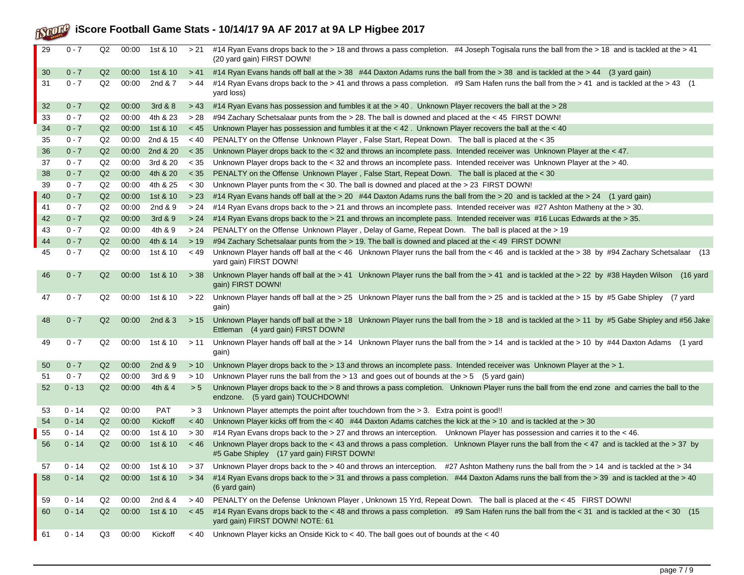# iScore Football Game Stats - 10/14/17 9A AF 2017 at 9A LP Higbee 2017

| # | Score | Qtr | Time | Down | Spot | Play |
|---|---|---|---|---|---|---|
| 29 | 0 - 7 | Q2 | 00:00 | 1st & 10 | > 21 | #14 Ryan Evans drops back to the > 18 and throws a pass completion. #4 Joseph Togisala runs the ball from the > 18 and is tackled at the > 41 (20 yard gain) FIRST DOWN! |
| 30 | 0 - 7 | Q2 | 00:00 | 1st & 10 | > 41 | #14 Ryan Evans hands off ball at the > 38 #44 Daxton Adams runs the ball from the > 38 and is tackled at the > 44 (3 yard gain) |
| 31 | 0 - 7 | Q2 | 00:00 | 2nd & 7 | > 44 | #14 Ryan Evans drops back to the > 41 and throws a pass completion. #9 Sam Hafen runs the ball from the > 41 and is tackled at the > 43 (1 yard loss) |
| 32 | 0 - 7 | Q2 | 00:00 | 3rd & 8 | > 43 | #14 Ryan Evans has possession and fumbles it at the > 40 . Unknown Player recovers the ball at the > 28 |
| 33 | 0 - 7 | Q2 | 00:00 | 4th & 23 | > 28 | #94 Zachary Schetsalaar punts from the > 28. The ball is downed and placed at the < 45 FIRST DOWN! |
| 34 | 0 - 7 | Q2 | 00:00 | 1st & 10 | < 45 | Unknown Player has possession and fumbles it at the < 42 . Unknown Player recovers the ball at the < 40 |
| 35 | 0 - 7 | Q2 | 00:00 | 2nd & 15 | < 40 | PENALTY on the Offense Unknown Player , False Start, Repeat Down. The ball is placed at the < 35 |
| 36 | 0 - 7 | Q2 | 00:00 | 2nd & 20 | < 35 | Unknown Player drops back to the < 32 and throws an incomplete pass. Intended receiver was Unknown Player at the < 47. |
| 37 | 0 - 7 | Q2 | 00:00 | 3rd & 20 | < 35 | Unknown Player drops back to the < 32 and throws an incomplete pass. Intended receiver was Unknown Player at the > 40. |
| 38 | 0 - 7 | Q2 | 00:00 | 4th & 20 | < 35 | PENALTY on the Offense Unknown Player , False Start, Repeat Down. The ball is placed at the < 30 |
| 39 | 0 - 7 | Q2 | 00:00 | 4th & 25 | < 30 | Unknown Player punts from the < 30. The ball is downed and placed at the > 23 FIRST DOWN! |
| 40 | 0 - 7 | Q2 | 00:00 | 1st & 10 | > 23 | #14 Ryan Evans hands off ball at the > 20 #44 Daxton Adams runs the ball from the > 20 and is tackled at the > 24 (1 yard gain) |
| 41 | 0 - 7 | Q2 | 00:00 | 2nd & 9 | > 24 | #14 Ryan Evans drops back to the > 21 and throws an incomplete pass. Intended receiver was #27 Ashton Matheny at the > 30. |
| 42 | 0 - 7 | Q2 | 00:00 | 3rd & 9 | > 24 | #14 Ryan Evans drops back to the > 21 and throws an incomplete pass. Intended receiver was #16 Lucas Edwards at the > 35. |
| 43 | 0 - 7 | Q2 | 00:00 | 4th & 9 | > 24 | PENALTY on the Offense Unknown Player , Delay of Game, Repeat Down. The ball is placed at the > 19 |
| 44 | 0 - 7 | Q2 | 00:00 | 4th & 14 | > 19 | #94 Zachary Schetsalaar punts from the > 19. The ball is downed and placed at the < 49 FIRST DOWN! |
| 45 | 0 - 7 | Q2 | 00:00 | 1st & 10 | < 49 | Unknown Player hands off ball at the < 46 Unknown Player runs the ball from the < 46 and is tackled at the > 38 by #94 Zachary Schetsalaar (13 yard gain) FIRST DOWN! |
| 46 | 0 - 7 | Q2 | 00:00 | 1st & 10 | > 38 | Unknown Player hands off ball at the > 41 Unknown Player runs the ball from the > 41 and is tackled at the > 22 by #38 Hayden Wilson (16 yard gain) FIRST DOWN! |
| 47 | 0 - 7 | Q2 | 00:00 | 1st & 10 | > 22 | Unknown Player hands off ball at the > 25 Unknown Player runs the ball from the > 25 and is tackled at the > 15 by #5 Gabe Shipley (7 yard gain) |
| 48 | 0 - 7 | Q2 | 00:00 | 2nd & 3 | > 15 | Unknown Player hands off ball at the > 18 Unknown Player runs the ball from the > 18 and is tackled at the > 11 by #5 Gabe Shipley and #56 Jake Ettleman (4 yard gain) FIRST DOWN! |
| 49 | 0 - 7 | Q2 | 00:00 | 1st & 10 | > 11 | Unknown Player hands off ball at the > 14 Unknown Player runs the ball from the > 14 and is tackled at the > 10 by #44 Daxton Adams (1 yard gain) |
| 50 | 0 - 7 | Q2 | 00:00 | 2nd & 9 | > 10 | Unknown Player drops back to the > 13 and throws an incomplete pass. Intended receiver was Unknown Player at the > 1. |
| 51 | 0 - 7 | Q2 | 00:00 | 3rd & 9 | > 10 | Unknown Player runs the ball from the > 13 and goes out of bounds at the > 5 (5 yard gain) |
| 52 | 0 - 13 | Q2 | 00:00 | 4th & 4 | > 5 | Unknown Player drops back to the > 8 and throws a pass completion. Unknown Player runs the ball from the end zone and carries the ball to the endzone. (5 yard gain) TOUCHDOWN! |
| 53 | 0 - 14 | Q2 | 00:00 | PAT | > 3 | Unknown Player attempts the point after touchdown from the > 3. Extra point is good!! |
| 54 | 0 - 14 | Q2 | 00:00 | Kickoff | < 40 | Unknown Player kicks off from the < 40 #44 Daxton Adams catches the kick at the > 10 and is tackled at the > 30 |
| 55 | 0 - 14 | Q2 | 00:00 | 1st & 10 | > 30 | #14 Ryan Evans drops back to the > 27 and throws an interception. Unknown Player has possession and carries it to the < 46. |
| 56 | 0 - 14 | Q2 | 00:00 | 1st & 10 | < 46 | Unknown Player drops back to the < 43 and throws a pass completion. Unknown Player runs the ball from the < 47 and is tackled at the > 37 by #5 Gabe Shipley (17 yard gain) FIRST DOWN! |
| 57 | 0 - 14 | Q2 | 00:00 | 1st & 10 | > 37 | Unknown Player drops back to the > 40 and throws an interception. #27 Ashton Matheny runs the ball from the > 14 and is tackled at the > 34 |
| 58 | 0 - 14 | Q2 | 00:00 | 1st & 10 | > 34 | #14 Ryan Evans drops back to the > 31 and throws a pass completion. #44 Daxton Adams runs the ball from the > 39 and is tackled at the > 40 (6 yard gain) |
| 59 | 0 - 14 | Q2 | 00:00 | 2nd & 4 | > 40 | PENALTY on the Defense Unknown Player , Unknown 15 Yrd, Repeat Down. The ball is placed at the < 45 FIRST DOWN! |
| 60 | 0 - 14 | Q2 | 00:00 | 1st & 10 | < 45 | #14 Ryan Evans drops back to the < 48 and throws a pass completion. #9 Sam Hafen runs the ball from the < 31 and is tackled at the < 30 (15 yard gain) FIRST DOWN! NOTE: 61 |
| 61 | 0 - 14 | Q3 | 00:00 | Kickoff | < 40 | Unknown Player kicks an Onside Kick to < 40. The ball goes out of bounds at the < 40 |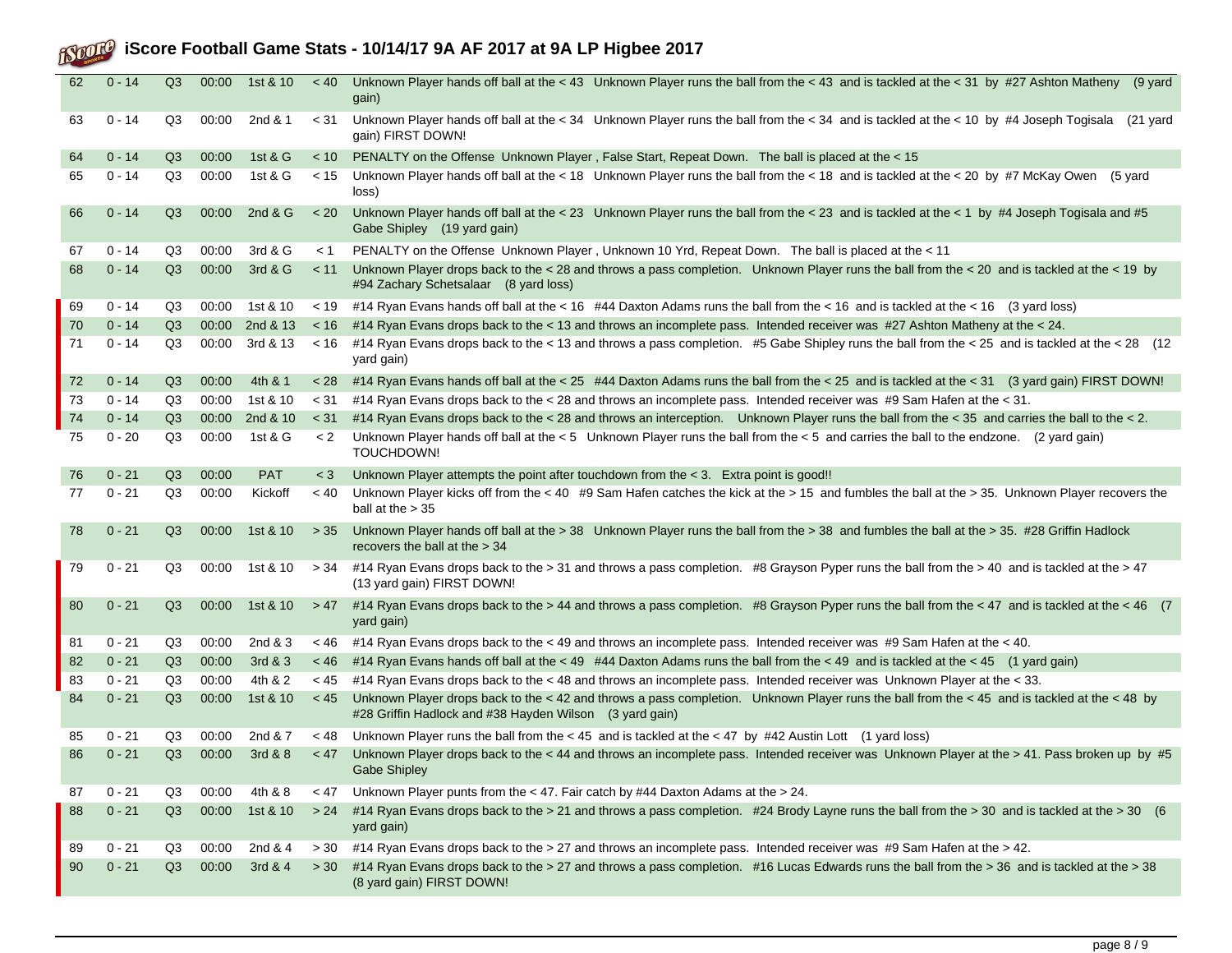# iScore Football Game Stats - 10/14/17 9A AF 2017 at 9A LP Higbee 2017

| # | Score | Qtr | Time | Down | Ball | Play |
|---|---|---|---|---|---|---|
| 62 | 0 - 14 | Q3 | 00:00 | 1st & 10 | < 40 | Unknown Player hands off ball at the < 43 Unknown Player runs the ball from the < 43 and is tackled at the < 31 by #27 Ashton Matheny (9 yard gain) |
| 63 | 0 - 14 | Q3 | 00:00 | 2nd & 1 | < 31 | Unknown Player hands off ball at the < 34 Unknown Player runs the ball from the < 34 and is tackled at the < 10 by #4 Joseph Togisala (21 yard gain) FIRST DOWN! |
| 64 | 0 - 14 | Q3 | 00:00 | 1st & G | < 10 | PENALTY on the Offense Unknown Player , False Start, Repeat Down. The ball is placed at the < 15 |
| 65 | 0 - 14 | Q3 | 00:00 | 1st & G | < 15 | Unknown Player hands off ball at the < 18 Unknown Player runs the ball from the < 18 and is tackled at the < 20 by #7 McKay Owen (5 yard loss) |
| 66 | 0 - 14 | Q3 | 00:00 | 2nd & G | < 20 | Unknown Player hands off ball at the < 23 Unknown Player runs the ball from the < 23 and is tackled at the < 1 by #4 Joseph Togisala and #5 Gabe Shipley (19 yard gain) |
| 67 | 0 - 14 | Q3 | 00:00 | 3rd & G | < 1 | PENALTY on the Offense Unknown Player , Unknown 10 Yrd, Repeat Down. The ball is placed at the < 11 |
| 68 | 0 - 14 | Q3 | 00:00 | 3rd & G | < 11 | Unknown Player drops back to the < 28 and throws a pass completion. Unknown Player runs the ball from the < 20 and is tackled at the < 19 by #94 Zachary Schetsalaar (8 yard loss) |
| 69 | 0 - 14 | Q3 | 00:00 | 1st & 10 | < 19 | #14 Ryan Evans hands off ball at the < 16 #44 Daxton Adams runs the ball from the < 16 and is tackled at the < 16 (3 yard loss) |
| 70 | 0 - 14 | Q3 | 00:00 | 2nd & 13 | < 16 | #14 Ryan Evans drops back to the < 13 and throws an incomplete pass. Intended receiver was #27 Ashton Matheny at the < 24. |
| 71 | 0 - 14 | Q3 | 00:00 | 3rd & 13 | < 16 | #14 Ryan Evans drops back to the < 13 and throws a pass completion. #5 Gabe Shipley runs the ball from the < 25 and is tackled at the < 28 (12 yard gain) |
| 72 | 0 - 14 | Q3 | 00:00 | 4th & 1 | < 28 | #14 Ryan Evans hands off ball at the < 25 #44 Daxton Adams runs the ball from the < 25 and is tackled at the < 31 (3 yard gain) FIRST DOWN! |
| 73 | 0 - 14 | Q3 | 00:00 | 1st & 10 | < 31 | #14 Ryan Evans drops back to the < 28 and throws an incomplete pass. Intended receiver was #9 Sam Hafen at the < 31. |
| 74 | 0 - 14 | Q3 | 00:00 | 2nd & 10 | < 31 | #14 Ryan Evans drops back to the < 28 and throws an interception. Unknown Player runs the ball from the < 35 and carries the ball to the < 2. |
| 75 | 0 - 20 | Q3 | 00:00 | 1st & G | < 2 | Unknown Player hands off ball at the < 5 Unknown Player runs the ball from the < 5 and carries the ball to the endzone. (2 yard gain) TOUCHDOWN! |
| 76 | 0 - 21 | Q3 | 00:00 | PAT | < 3 | Unknown Player attempts the point after touchdown from the < 3. Extra point is good!! |
| 77 | 0 - 21 | Q3 | 00:00 | Kickoff | < 40 | Unknown Player kicks off from the < 40 #9 Sam Hafen catches the kick at the > 15 and fumbles the ball at the > 35. Unknown Player recovers the ball at the > 35 |
| 78 | 0 - 21 | Q3 | 00:00 | 1st & 10 | > 35 | Unknown Player hands off ball at the > 38 Unknown Player runs the ball from the > 38 and fumbles the ball at the > 35. #28 Griffin Hadlock recovers the ball at the > 34 |
| 79 | 0 - 21 | Q3 | 00:00 | 1st & 10 | > 34 | #14 Ryan Evans drops back to the > 31 and throws a pass completion. #8 Grayson Pyper runs the ball from the > 40 and is tackled at the > 47 (13 yard gain) FIRST DOWN! |
| 80 | 0 - 21 | Q3 | 00:00 | 1st & 10 | > 47 | #14 Ryan Evans drops back to the > 44 and throws a pass completion. #8 Grayson Pyper runs the ball from the < 47 and is tackled at the < 46 (7 yard gain) |
| 81 | 0 - 21 | Q3 | 00:00 | 2nd & 3 | < 46 | #14 Ryan Evans drops back to the < 49 and throws an incomplete pass. Intended receiver was #9 Sam Hafen at the < 40. |
| 82 | 0 - 21 | Q3 | 00:00 | 3rd & 3 | < 46 | #14 Ryan Evans hands off ball at the < 49 #44 Daxton Adams runs the ball from the < 49 and is tackled at the < 45 (1 yard gain) |
| 83 | 0 - 21 | Q3 | 00:00 | 4th & 2 | < 45 | #14 Ryan Evans drops back to the < 48 and throws an incomplete pass. Intended receiver was Unknown Player at the < 33. |
| 84 | 0 - 21 | Q3 | 00:00 | 1st & 10 | < 45 | Unknown Player drops back to the < 42 and throws a pass completion. Unknown Player runs the ball from the < 45 and is tackled at the < 48 by #28 Griffin Hadlock and #38 Hayden Wilson (3 yard gain) |
| 85 | 0 - 21 | Q3 | 00:00 | 2nd & 7 | < 48 | Unknown Player runs the ball from the < 45 and is tackled at the < 47 by #42 Austin Lott (1 yard loss) |
| 86 | 0 - 21 | Q3 | 00:00 | 3rd & 8 | < 47 | Unknown Player drops back to the < 44 and throws an incomplete pass. Intended receiver was Unknown Player at the > 41. Pass broken up by #5 Gabe Shipley |
| 87 | 0 - 21 | Q3 | 00:00 | 4th & 8 | < 47 | Unknown Player punts from the < 47. Fair catch by #44 Daxton Adams at the > 24. |
| 88 | 0 - 21 | Q3 | 00:00 | 1st & 10 | > 24 | #14 Ryan Evans drops back to the > 21 and throws a pass completion. #24 Brody Layne runs the ball from the > 30 and is tackled at the > 30 (6 yard gain) |
| 89 | 0 - 21 | Q3 | 00:00 | 2nd & 4 | > 30 | #14 Ryan Evans drops back to the > 27 and throws an incomplete pass. Intended receiver was #9 Sam Hafen at the > 42. |
| 90 | 0 - 21 | Q3 | 00:00 | 3rd & 4 | > 30 | #14 Ryan Evans drops back to the > 27 and throws a pass completion. #16 Lucas Edwards runs the ball from the > 36 and is tackled at the > 38 (8 yard gain) FIRST DOWN! |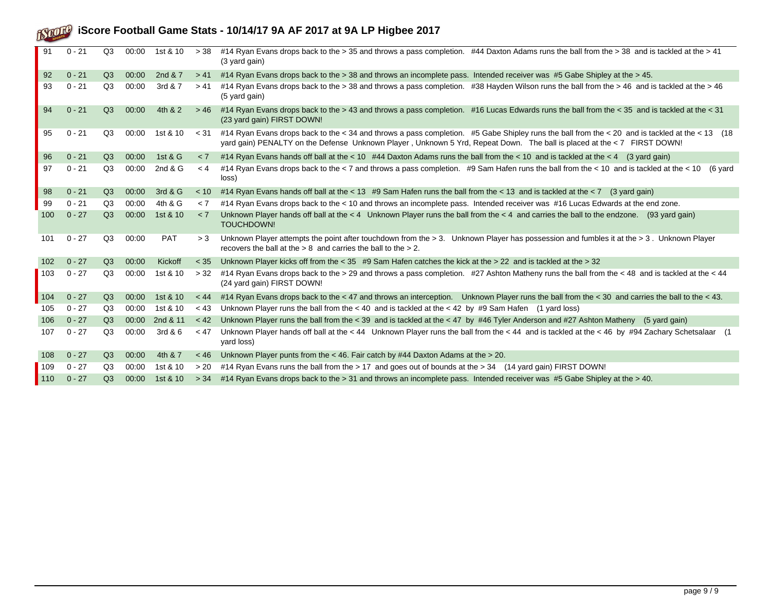# iScore Football Game Stats - 10/14/17 9A AF 2017 at 9A LP Higbee 2017

| | | | | | | |
|---|---|---|---|---|---|---|
| 91 | 0 - 21 | Q3 | 00:00 | 1st & 10 | > 38 | #14 Ryan Evans drops back to the > 35 and throws a pass completion. #44 Daxton Adams runs the ball from the > 38 and is tackled at the > 41 (3 yard gain) |
| 92 | 0 - 21 | Q3 | 00:00 | 2nd & 7 | > 41 | #14 Ryan Evans drops back to the > 38 and throws an incomplete pass. Intended receiver was #5 Gabe Shipley at the > 45. |
| 93 | 0 - 21 | Q3 | 00:00 | 3rd & 7 | > 41 | #14 Ryan Evans drops back to the > 38 and throws a pass completion. #38 Hayden Wilson runs the ball from the > 46 and is tackled at the > 46 (5 yard gain) |
| 94 | 0 - 21 | Q3 | 00:00 | 4th & 2 | > 46 | #14 Ryan Evans drops back to the > 43 and throws a pass completion. #16 Lucas Edwards runs the ball from the < 35 and is tackled at the < 31 (23 yard gain) FIRST DOWN! |
| 95 | 0 - 21 | Q3 | 00:00 | 1st & 10 | < 31 | #14 Ryan Evans drops back to the < 34 and throws a pass completion. #5 Gabe Shipley runs the ball from the < 20 and is tackled at the < 13 (18 yard gain) PENALTY on the Defense Unknown Player , Unknown 5 Yrd, Repeat Down. The ball is placed at the < 7 FIRST DOWN! |
| 96 | 0 - 21 | Q3 | 00:00 | 1st & G | < 7 | #14 Ryan Evans hands off ball at the < 10 #44 Daxton Adams runs the ball from the < 10 and is tackled at the < 4 (3 yard gain) |
| 97 | 0 - 21 | Q3 | 00:00 | 2nd & G | < 4 | #14 Ryan Evans drops back to the < 7 and throws a pass completion. #9 Sam Hafen runs the ball from the < 10 and is tackled at the < 10 (6 yard loss) |
| 98 | 0 - 21 | Q3 | 00:00 | 3rd & G | < 10 | #14 Ryan Evans hands off ball at the < 13 #9 Sam Hafen runs the ball from the < 13 and is tackled at the < 7 (3 yard gain) |
| 99 | 0 - 21 | Q3 | 00:00 | 4th & G | < 7 | #14 Ryan Evans drops back to the < 10 and throws an incomplete pass. Intended receiver was #16 Lucas Edwards at the end zone. |
| 100 | 0 - 27 | Q3 | 00:00 | 1st & 10 | < 7 | Unknown Player hands off ball at the < 4 Unknown Player runs the ball from the < 4 and carries the ball to the endzone. (93 yard gain) TOUCHDOWN! |
| 101 | 0 - 27 | Q3 | 00:00 | PAT | > 3 | Unknown Player attempts the point after touchdown from the > 3. Unknown Player has possession and fumbles it at the > 3 . Unknown Player recovers the ball at the > 8 and carries the ball to the > 2. |
| 102 | 0 - 27 | Q3 | 00:00 | Kickoff | < 35 | Unknown Player kicks off from the < 35 #9 Sam Hafen catches the kick at the > 22 and is tackled at the > 32 |
| 103 | 0 - 27 | Q3 | 00:00 | 1st & 10 | > 32 | #14 Ryan Evans drops back to the > 29 and throws a pass completion. #27 Ashton Matheny runs the ball from the < 48 and is tackled at the < 44 (24 yard gain) FIRST DOWN! |
| 104 | 0 - 27 | Q3 | 00:00 | 1st & 10 | < 44 | #14 Ryan Evans drops back to the < 47 and throws an interception. Unknown Player runs the ball from the < 30 and carries the ball to the < 43. |
| 105 | 0 - 27 | Q3 | 00:00 | 1st & 10 | < 43 | Unknown Player runs the ball from the < 40 and is tackled at the < 42 by #9 Sam Hafen (1 yard loss) |
| 106 | 0 - 27 | Q3 | 00:00 | 2nd & 11 | < 42 | Unknown Player runs the ball from the < 39 and is tackled at the < 47 by #46 Tyler Anderson and #27 Ashton Matheny (5 yard gain) |
| 107 | 0 - 27 | Q3 | 00:00 | 3rd & 6 | < 47 | Unknown Player hands off ball at the < 44 Unknown Player runs the ball from the < 44 and is tackled at the < 46 by #94 Zachary Schetsalaar (1 yard loss) |
| 108 | 0 - 27 | Q3 | 00:00 | 4th & 7 | < 46 | Unknown Player punts from the < 46. Fair catch by #44 Daxton Adams at the > 20. |
| 109 | 0 - 27 | Q3 | 00:00 | 1st & 10 | > 20 | #14 Ryan Evans runs the ball from the > 17 and goes out of bounds at the > 34 (14 yard gain) FIRST DOWN! |
| 110 | 0 - 27 | Q3 | 00:00 | 1st & 10 | > 34 | #14 Ryan Evans drops back to the > 31 and throws an incomplete pass. Intended receiver was #5 Gabe Shipley at the > 40. |